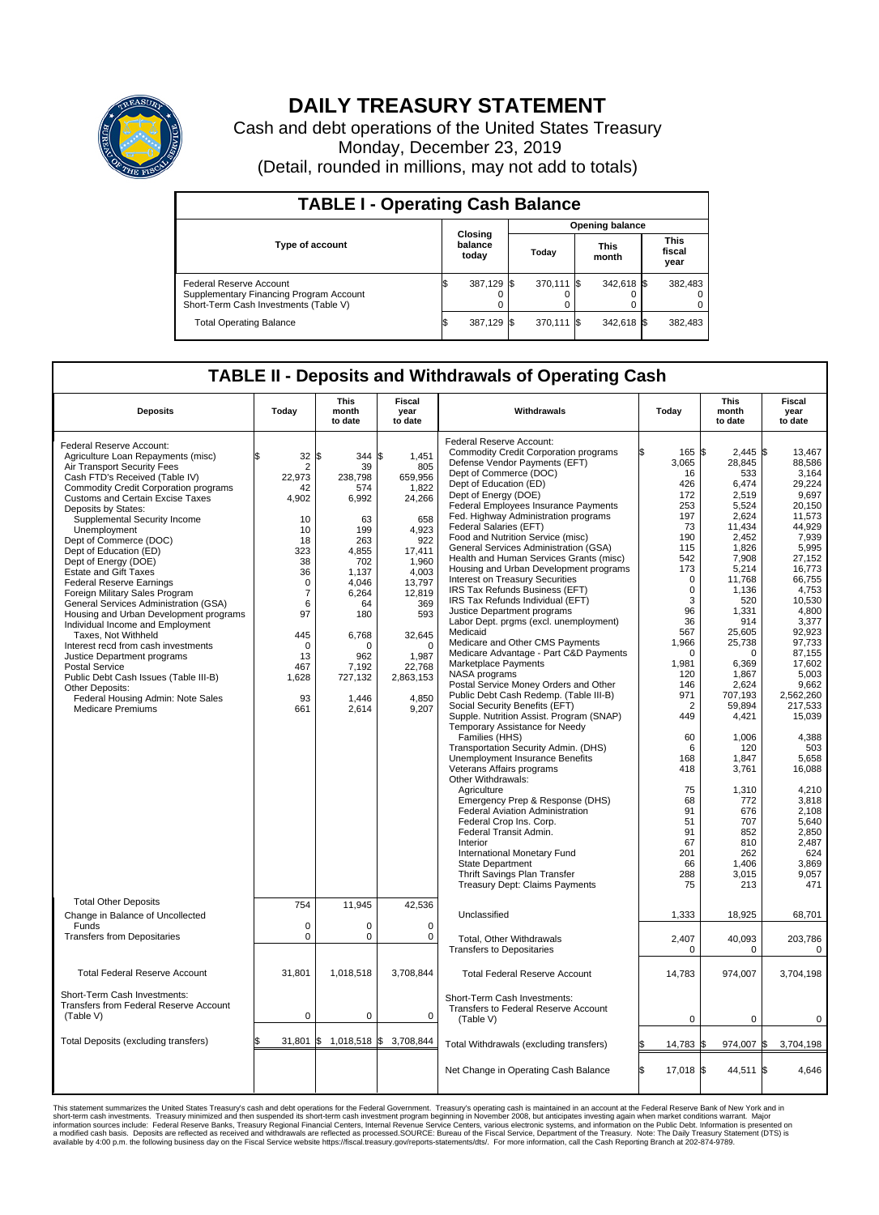# DAILY TREASURY STATEMENT

Cash and debt operations of the United States Treasury

Monday, December 23, 2019

(Detail, rounded in millions, may not add to totals)

## TABLE I - Operating Cash Balance

| Type of account | Closing balance today | Opening balance Today | Opening balance This month | Opening balance This fiscal year |
|---|---|---|---|---|
| Federal Reserve Account | $ 387,129 | $ 370,111 | $ 342,618 | $ 382,483 |
| Supplementary Financing Program Account | 0 | 0 | 0 | 0 |
| Short-Term Cash Investments (Table V) | 0 | 0 | 0 | 0 |
| Total Operating Balance | $ 387,129 | $ 370,111 | $ 342,618 | $ 382,483 |

## TABLE II - Deposits and Withdrawals of Operating Cash

| Deposits | Today | This month to date | Fiscal year to date |
|---|---|---|---|
| Federal Reserve Account: | | | |
| Agriculture Loan Repayments (misc) | $ 32 | $ 344 | $ 1,451 |
| Air Transport Security Fees | 2 | 39 | 805 |
| Cash FTD's Received (Table IV) | 22,973 | 238,798 | 659,956 |
| Commodity Credit Corporation programs | 42 | 574 | 1,822 |
| Customs and Certain Excise Taxes | 4,902 | 6,992 | 24,266 |
| Deposits by States: | | | |
| Supplemental Security Income | 10 | 63 | 658 |
| Unemployment | 10 | 199 | 4,923 |
| Dept of Commerce (DOC) | 18 | 263 | 922 |
| Dept of Education (ED) | 323 | 4,855 | 17,411 |
| Dept of Energy (DOE) | 38 | 702 | 1,960 |
| Estate and Gift Taxes | 36 | 1,137 | 4,003 |
| Federal Reserve Earnings | 0 | 4,046 | 13,797 |
| Foreign Military Sales Program | 7 | 6,264 | 12,819 |
| General Services Administration (GSA) | 6 | 64 | 369 |
| Housing and Urban Development programs | 97 | 180 | 593 |
| Individual Income and Employment Taxes, Not Withheld | 445 | 6,768 | 32,645 |
| Interest recd from cash investments | 0 | 0 | 0 |
| Justice Department programs | 13 | 962 | 1,987 |
| Postal Service | 467 | 7,192 | 22,768 |
| Public Debt Cash Issues (Table III-B) | 1,628 | 727,132 | 2,863,153 |
| Other Deposits: | | | |
| Federal Housing Admin: Note Sales | 93 | 1,446 | 4,850 |
| Medicare Premiums | 661 | 2,614 | 9,207 |
| Total Other Deposits | 754 | 11,945 | 42,536 |
| Change in Balance of Uncollected Funds | 0 | 0 | 0 |
| Transfers from Depositaries | 0 | 0 | 0 |
| Total Federal Reserve Account | 31,801 | 1,018,518 | 3,708,844 |
| Short-Term Cash Investments: Transfers from Federal Reserve Account (Table V) | 0 | 0 | 0 |
| Total Deposits (excluding transfers) | $ 31,801 | $ 1,018,518 | $ 3,708,844 |

| Withdrawals | Today | This month to date | Fiscal year to date |
|---|---|---|---|
| Federal Reserve Account: | | | |
| Commodity Credit Corporation programs | $ 165 | $ 2,445 | $ 13,467 |
| Defense Vendor Payments (EFT) | 3,065 | 28,845 | 88,586 |
| Dept of Commerce (DOC) | 16 | 533 | 3,164 |
| Dept of Education (ED) | 426 | 6,474 | 29,224 |
| Dept of Energy (DOE) | 172 | 2,519 | 9,697 |
| Federal Employees Insurance Payments | 253 | 5,524 | 20,150 |
| Fed. Highway Administration programs | 197 | 2,624 | 11,573 |
| Federal Salaries (EFT) | 73 | 11,434 | 44,929 |
| Food and Nutrition Service (misc) | 190 | 2,452 | 7,939 |
| General Services Administration (GSA) | 115 | 1,826 | 5,995 |
| Health and Human Services Grants (misc) | 542 | 7,908 | 27,152 |
| Housing and Urban Development programs | 173 | 5,214 | 16,773 |
| Interest on Treasury Securities | 0 | 11,768 | 66,755 |
| IRS Tax Refunds Business (EFT) | 0 | 1,136 | 4,753 |
| IRS Tax Refunds Individual (EFT) | 3 | 520 | 10,530 |
| Justice Department programs | 96 | 1,331 | 4,800 |
| Labor Dept. prgms (excl. unemployment) | 36 | 914 | 3,377 |
| Medicaid | 567 | 25,605 | 92,923 |
| Medicare and Other CMS Payments | 1,966 | 25,738 | 97,733 |
| Medicare Advantage - Part C&D Payments | 0 | 0 | 87,155 |
| Marketplace Payments | 1,981 | 6,369 | 17,602 |
| NASA programs | 120 | 1,867 | 5,003 |
| Postal Service Money Orders and Other | 146 | 2,624 | 9,662 |
| Public Debt Cash Redemp. (Table III-B) | 971 | 707,193 | 2,562,260 |
| Social Security Benefits (EFT) | 2 | 59,894 | 217,533 |
| Supple. Nutrition Assist. Program (SNAP) | 449 | 4,421 | 15,039 |
| Temporary Assistance for Needy Families (HHS) | 60 | 1,006 | 4,388 |
| Transportation Security Admin. (DHS) | 6 | 120 | 503 |
| Unemployment Insurance Benefits | 168 | 1,847 | 5,658 |
| Veterans Affairs programs | 418 | 3,761 | 16,088 |
| Other Withdrawals: | | | |
| Agriculture | 75 | 1,310 | 4,210 |
| Emergency Prep & Response (DHS) | 68 | 772 | 3,818 |
| Federal Aviation Administration | 91 | 676 | 2,108 |
| Federal Crop Ins. Corp. | 51 | 707 | 5,640 |
| Federal Transit Admin. | 91 | 852 | 2,850 |
| Interior | 67 | 810 | 2,487 |
| International Monetary Fund | 201 | 262 | 624 |
| State Department | 66 | 1,406 | 3,869 |
| Thrift Savings Plan Transfer | 288 | 3,015 | 9,057 |
| Treasury Dept: Claims Payments | 75 | 213 | 471 |
| Unclassified | 1,333 | 18,925 | 68,701 |
| Total, Other Withdrawals | 2,407 | 40,093 | 203,786 |
| Transfers to Depositaries | 0 | 0 | 0 |
| Total Federal Reserve Account | 14,783 | 974,007 | 3,704,198 |
| Short-Term Cash Investments: Transfers to Federal Reserve Account (Table V) | 0 | 0 | 0 |
| Total Withdrawals (excluding transfers) | $ 14,783 | $ 974,007 | $ 3,704,198 |
| Net Change in Operating Cash Balance | $ 17,018 | $ 44,511 | $ 4,646 |

This statement summarizes the United States Treasury's cash and debt operations for the Federal Government. Treasury's operating cash is maintained in an account at the Federal Reserve Bank of New York and in short-term cash investments. Treasury minimized and then suspended its short-term cash investment program beginning in November 2008, but anticipates investing again when market conditions warrant. Major information sources include: Federal Reserve Banks, Treasury Regional Financial Centers, Internal Revenue Service Centers, various electronic systems, and information on the Public Debt. Information is presented on a modified cash basis. Deposits are reflected as received and withdrawals are reflected as processed.SOURCE: Bureau of the Fiscal Service, Department of the Treasury. Note: The Daily Treasury Statement (DTS) is available by 4:00 p.m. the following business day on the Fiscal Service website https://fiscal.treasury.gov/reports-statements/dts/. For more information, call the Cash Reporting Branch at 202-874-9789.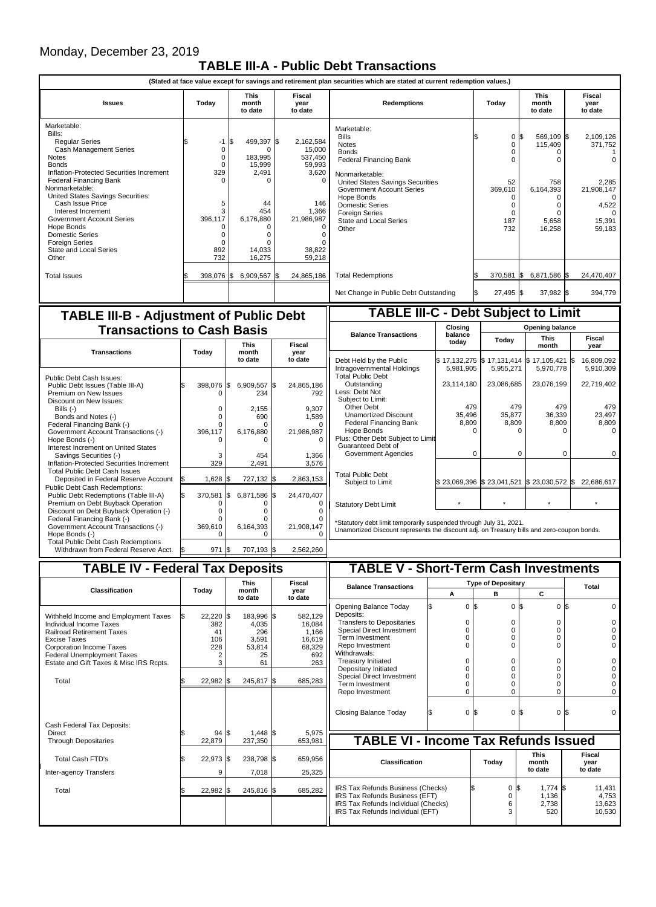Monday, December 23, 2019

# TABLE III-A - Public Debt Transactions

(Stated at face value except for savings and retirement plan securities which are stated at current redemption values.)

| Issues | Today | This month to date | Fiscal year to date | Redemptions | Today | This month to date | Fiscal year to date |
|---|---|---|---|---|---|---|---|
| Marketable: | | | | Marketable: | | | |
| Bills: | | | | Bills | $ 0 | $ 569,109 | $ 2,109,126 |
| Regular Series | $ -1 | $ 499,397 | $ 2,162,584 | Notes | 0 | 115,409 | 371,752 |
| Cash Management Series | 0 | 0 | 15,000 | Bonds | 0 | 0 | 1 |
| Notes | 0 | 183,995 | 537,450 | Federal Financing Bank | 0 | 0 | 0 |
| Bonds | 0 | 15,999 | 59,993 | Nonmarketable: | | | |
| Inflation-Protected Securities Increment | 329 | 2,491 | 3,620 | United States Savings Securities | 52 | 758 | 2,285 |
| Federal Financing Bank | 0 | 0 | 0 | Government Account Series | 369,610 | 6,164,393 | 21,908,147 |
| Nonmarketable: | | | | Hope Bonds | 0 | 0 | 0 |
| United States Savings Securities: | | | | Domestic Series | 0 | 0 | 4,522 |
| Cash Issue Price | 5 | 44 | 146 | Foreign Series | 0 | 0 | 0 |
| Interest Increment | 3 | 454 | 1,366 | State and Local Series | 187 | 5,658 | 15,391 |
| Government Account Series | 396,117 | 6,176,880 | 21,986,987 | Other | 732 | 16,258 | 59,183 |
| Hope Bonds | 0 | 0 | 0 | | | | |
| Domestic Series | 0 | 0 | 0 | | | | |
| Foreign Series | 0 | 0 | 0 | | | | |
| State and Local Series | 892 | 14,033 | 38,822 | | | | |
| Other | 732 | 16,275 | 59,218 | | | | |
| Total Issues | $ 398,076 | $ 6,909,567 | $ 24,865,186 | Total Redemptions | $ 370,581 | $ 6,871,586 | $ 24,470,407 |
| | | | | Net Change in Public Debt Outstanding | $ 27,495 | $ 37,982 | $ 394,779 |

# TABLE III-B - Adjustment of Public Debt Transactions to Cash Basis

| Transactions | Today | This month to date | Fiscal year to date |
|---|---|---|---|
| Public Debt Cash Issues: | | | |
| Public Debt Issues (Table III-A) | $ 398,076 | $ 6,909,567 | $ 24,865,186 |
| Premium on New Issues | 0 | 234 | 792 |
| Discount on New Issues: | | | |
| Bills (-) | 0 | 2,155 | 9,307 |
| Bonds and Notes (-) | 0 | 690 | 1,589 |
| Federal Financing Bank (-) | 0 | 0 | 0 |
| Government Account Transactions (-) | 396,117 | 6,176,880 | 21,986,987 |
| Hope Bonds (-) | 0 | 0 | 0 |
| Interest Increment on United States Savings Securities (-) | 3 | 454 | 1,366 |
| Inflation-Protected Securities Increment | 329 | 2,491 | 3,576 |
| Total Public Debt Cash Issues Deposited in Federal Reserve Account | $ 1,628 | $ 727,132 | $ 2,863,153 |
| Public Debt Cash Redemptions: | | | |
| Public Debt Redemptions (Table III-A) | $ 370,581 | $ 6,871,586 | $ 24,470,407 |
| Premium on Debt Buyback Operation | 0 | 0 | 0 |
| Discount on Debt Buyback Operation (-) | 0 | 0 | 0 |
| Federal Financing Bank (-) | 0 | 0 | 0 |
| Government Account Transactions (-) | 369,610 | 6,164,393 | 21,908,147 |
| Hope Bonds (-) | 0 | 0 | 0 |
| Total Public Debt Cash Redemptions Withdrawn from Federal Reserve Acct. | $ 971 | $ 707,193 | $ 2,562,260 |

# TABLE III-C - Debt Subject to Limit

| Balance Transactions | Closing balance today | Opening balance Today | Opening balance This month | Opening balance Fiscal year |
|---|---|---|---|---|
| Debt Held by the Public | $ 17,132,275 | $ 17,131,414 | $ 17,105,421 | $ 16,809,092 |
| Intragovernmental Holdings | 5,981,905 | 5,955,271 | 5,970,778 | 5,910,309 |
| Total Public Debt Outstanding | 23,114,180 | 23,086,685 | 23,076,199 | 22,719,402 |
| Less: Debt Not Subject to Limit: | | | | |
| Other Debt | 479 | 479 | 479 | 479 |
| Unamortized Discount | 35,496 | 35,877 | 36,339 | 23,497 |
| Federal Financing Bank | 8,809 | 8,809 | 8,809 | 8,809 |
| Hope Bonds | 0 | 0 | 0 | 0 |
| Plus: Other Debt Subject to Limit | | | | |
| Guaranteed Debt of Government Agencies | 0 | 0 | 0 | 0 |
| Total Public Debt Subject to Limit | $ 23,069,396 | $ 23,041,521 | $ 23,030,572 | $ 22,686,617 |
| Statutory Debt Limit | * | * | * | * |

*Statutory debt limit temporarily suspended through July 31, 2021.
Unamortized Discount represents the discount adj. on Treasury bills and zero-coupon bonds.

# TABLE IV - Federal Tax Deposits

| Classification | Today | This month to date | Fiscal year to date |
|---|---|---|---|
| Withheld Income and Employment Taxes | $ 22,220 | $ 183,996 | $ 582,129 |
| Individual Income Taxes | 382 | 4,035 | 16,084 |
| Railroad Retirement Taxes | 41 | 296 | 1,166 |
| Excise Taxes | 106 | 3,591 | 16,619 |
| Corporation Income Taxes | 228 | 53,814 | 68,329 |
| Federal Unemployment Taxes | 2 | 25 | 692 |
| Estate and Gift Taxes & Misc IRS Rcpts. | 3 | 61 | 263 |
| Total | $ 22,982 | $ 245,817 | $ 685,283 |
| Cash Federal Tax Deposits: | | | |
| Direct | $ 94 | $ 1,448 | $ 5,975 |
| Through Depositaries | 22,879 | 237,350 | 653,981 |
| Total Cash FTD's | $ 22,973 | $ 238,798 | $ 659,956 |
| Inter-agency Transfers | 9 | 7,018 | 25,325 |
| Total | $ 22,982 | $ 245,816 | $ 685,282 |

# TABLE V - Short-Term Cash Investments

| Balance Transactions | Type of Depositary A | Type of Depositary B | Type of Depositary C | Total |
|---|---|---|---|---|
| Opening Balance Today | $ 0 | $ 0 | $ 0 | $ 0 |
| Deposits: | | | | |
| Transfers to Depositaries | 0 | 0 | 0 | 0 |
| Special Direct Investment | 0 | 0 | 0 | 0 |
| Term Investment | 0 | 0 | 0 | 0 |
| Repo Investment | 0 | 0 | 0 | 0 |
| Withdrawals: | | | | |
| Treasury Initiated | 0 | 0 | 0 | 0 |
| Depositary Initiated | 0 | 0 | 0 | 0 |
| Special Direct Investment | 0 | 0 | 0 | 0 |
| Term Investment | 0 | 0 | 0 | 0 |
| Repo Investment | 0 | 0 | 0 | 0 |
| Closing Balance Today | $ 0 | $ 0 | $ 0 | $ 0 |

# TABLE VI - Income Tax Refunds Issued

| Classification | Today | This month to date | Fiscal year to date |
|---|---|---|---|
| IRS Tax Refunds Business (Checks) | $ 0 | $ 1,774 | $ 11,431 |
| IRS Tax Refunds Business (EFT) | 0 | 1,136 | 4,753 |
| IRS Tax Refunds Individual (Checks) | 6 | 2,738 | 13,623 |
| IRS Tax Refunds Individual (EFT) | 3 | 520 | 10,530 |